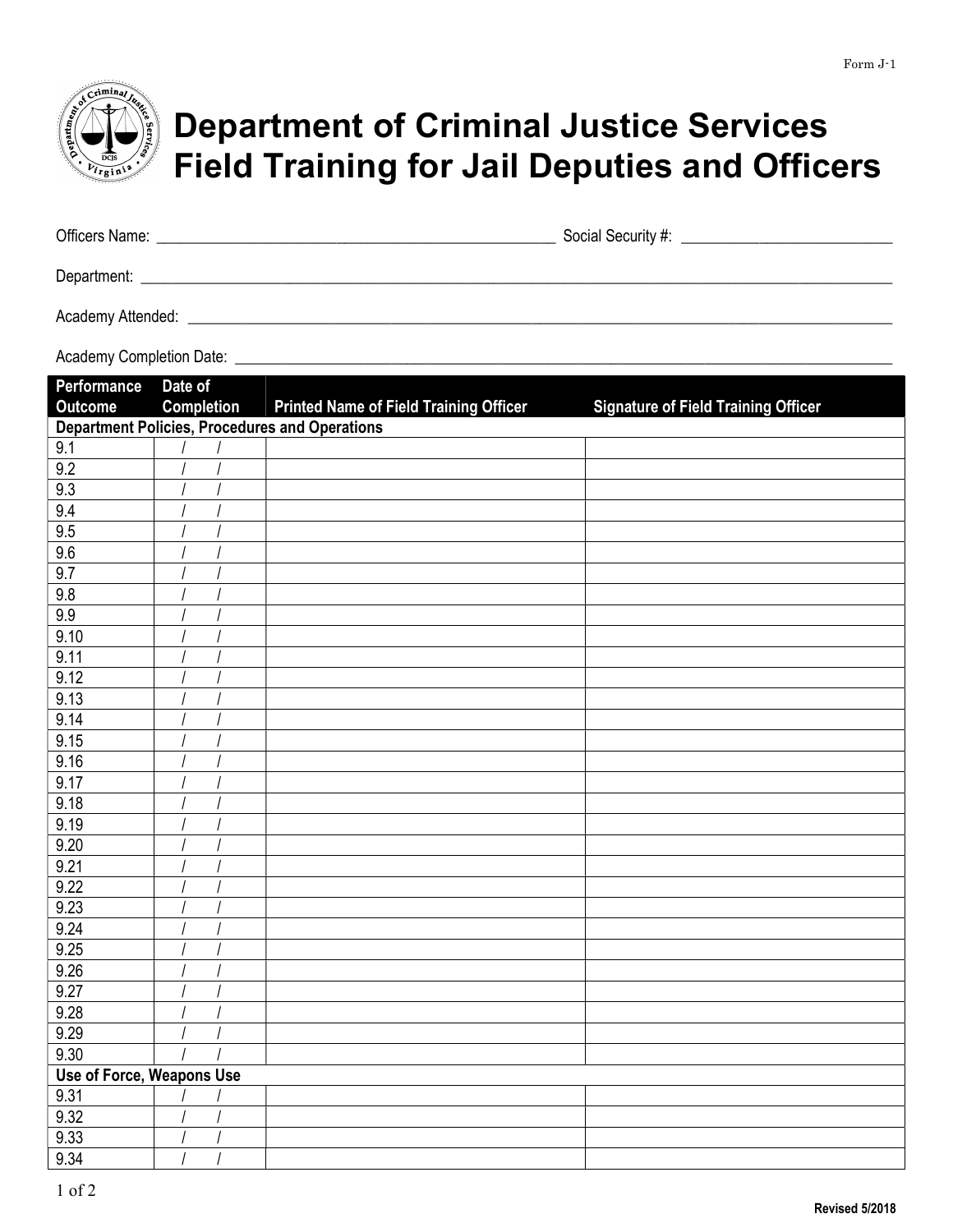Form J-1

# Department of Criminal Justice Services Field Training for Jail Deputies and Officers

Officers Name: ____________________ Social Security #: ____________________

Department: ____________________

Academy Attended: ____________________

Academy Completion Date: ____________________

| Performance Outcome | Date of Completion | Printed Name of Field Training Officer | Signature of Field Training Officer |
|---|---|---|---|
| **Department Policies, Procedures and Operations** | | | |
| 9.1 | / / | | |
| 9.2 | / / | | |
| 9.3 | / / | | |
| 9.4 | / / | | |
| 9.5 | / / | | |
| 9.6 | / / | | |
| 9.7 | / / | | |
| 9.8 | / / | | |
| 9.9 | / / | | |
| 9.10 | / / | | |
| 9.11 | / / | | |
| 9.12 | / / | | |
| 9.13 | / / | | |
| 9.14 | / / | | |
| 9.15 | / / | | |
| 9.16 | / / | | |
| 9.17 | / / | | |
| 9.18 | / / | | |
| 9.19 | / / | | |
| 9.20 | / / | | |
| 9.21 | / / | | |
| 9.22 | / / | | |
| 9.23 | / / | | |
| 9.24 | / / | | |
| 9.25 | / / | | |
| 9.26 | / / | | |
| 9.27 | / / | | |
| 9.28 | / / | | |
| 9.29 | / / | | |
| 9.30 | / / | | |
| **Use of Force, Weapons Use** | | | |
| 9.31 | / / | | |
| 9.32 | / / | | |
| 9.33 | / / | | |
| 9.34 | / / | | |

Revised 5/2018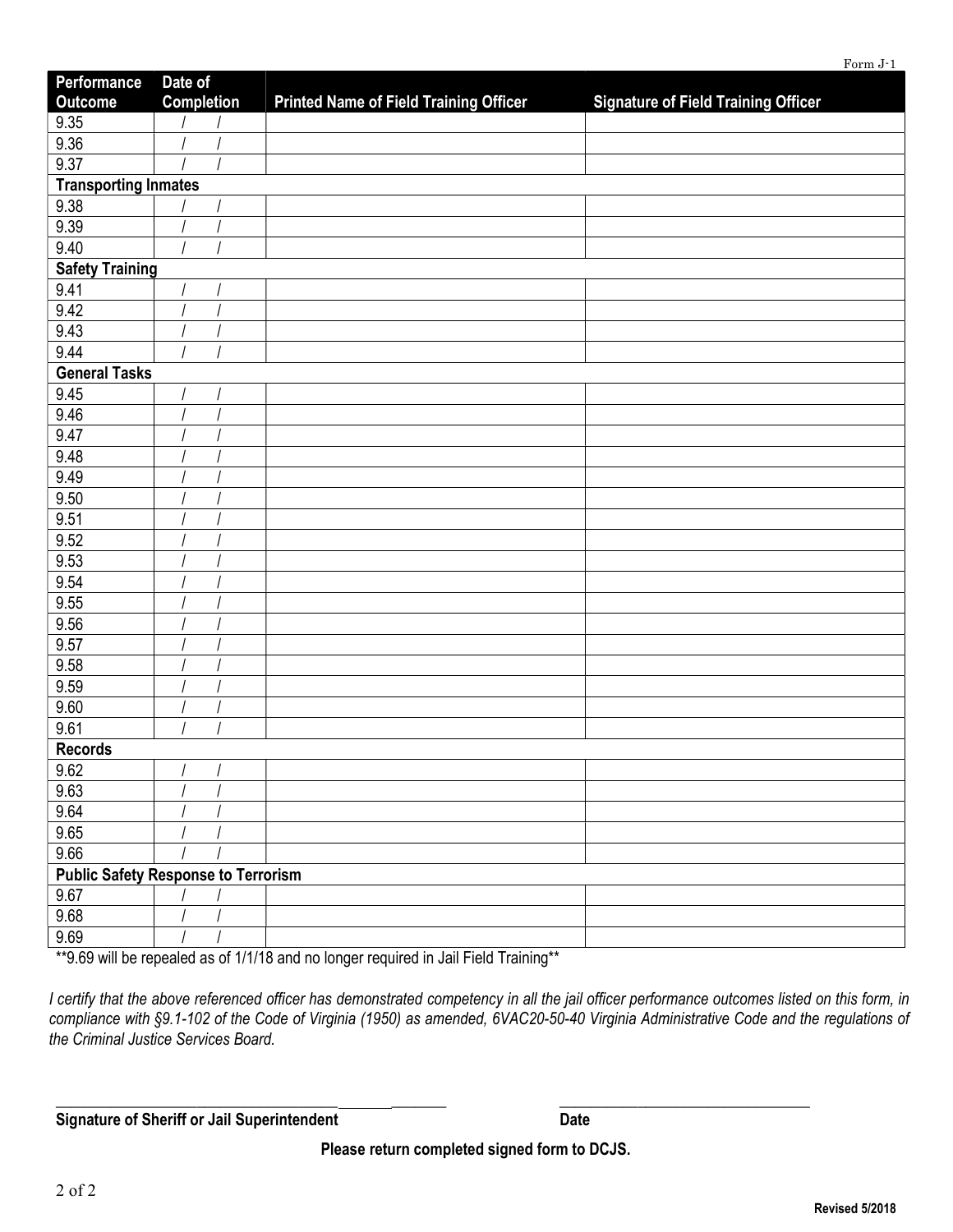Form J-1

| Performance Outcome | Date of Completion | Printed Name of Field Training Officer | Signature of Field Training Officer |
|---|---|---|---|
| 9.35 | / / | | |
| 9.36 | / / | | |
| 9.37 | / / | | |
| **Transporting Inmates** | | | |
| 9.38 | / / | | |
| 9.39 | / / | | |
| 9.40 | / / | | |
| **Safety Training** | | | |
| 9.41 | / / | | |
| 9.42 | / / | | |
| 9.43 | / / | | |
| 9.44 | / / | | |
| **General Tasks** | | | |
| 9.45 | / / | | |
| 9.46 | / / | | |
| 9.47 | / / | | |
| 9.48 | / / | | |
| 9.49 | / / | | |
| 9.50 | / / | | |
| 9.51 | / / | | |
| 9.52 | / / | | |
| 9.53 | / / | | |
| 9.54 | / / | | |
| 9.55 | / / | | |
| 9.56 | / / | | |
| 9.57 | / / | | |
| 9.58 | / / | | |
| 9.59 | / / | | |
| 9.60 | / / | | |
| 9.61 | / / | | |
| **Records** | | | |
| 9.62 | / / | | |
| 9.63 | / / | | |
| 9.64 | / / | | |
| 9.65 | / / | | |
| 9.66 | / / | | |
| **Public Safety Response to Terrorism** | | | |
| 9.67 | / / | | |
| 9.68 | / / | | |
| 9.69 | / / | | |

**9.69 will be repealed as of 1/1/18 and no longer required in Jail Field Training**

*I certify that the above referenced officer has demonstrated competency in all the jail officer performance outcomes listed on this form, in compliance with §9.1-102 of the Code of Virginia (1950) as amended, 6VAC20-50-40 Virginia Administrative Code and the regulations of the Criminal Justice Services Board.*

\_\_\_\_\_\_\_\_\_\_\_\_\_\_\_\_\_\_\_\_\_\_\_\_\_\_\_\_\_\_\_\_\_\_\_\_\_\_\_\_ &nbsp;&nbsp;&nbsp;&nbsp; \_\_\_\_\_\_\_\_\_\_\_\_\_\_\_\_\_\_\_\_\_\_\_\_\_\_\_\_\_\_

**Signature of Sheriff or Jail Superintendent** &nbsp;&nbsp;&nbsp;&nbsp; **Date**

**Please return completed signed form to DCJS.**

**Revised 5/2018**